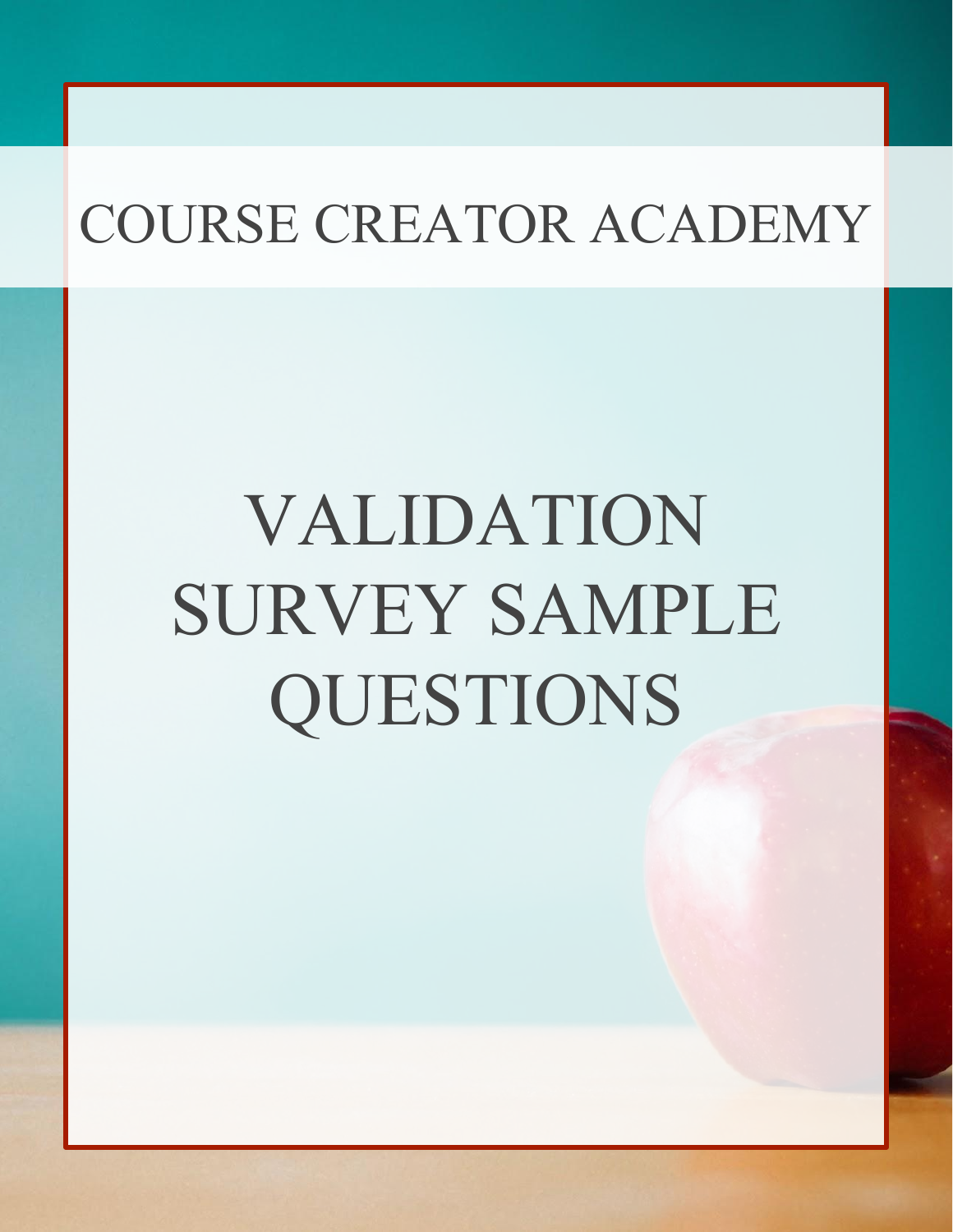COURSE CREATOR ACADEMY

# VALIDATION SURVEY SAMPLE QUESTIONS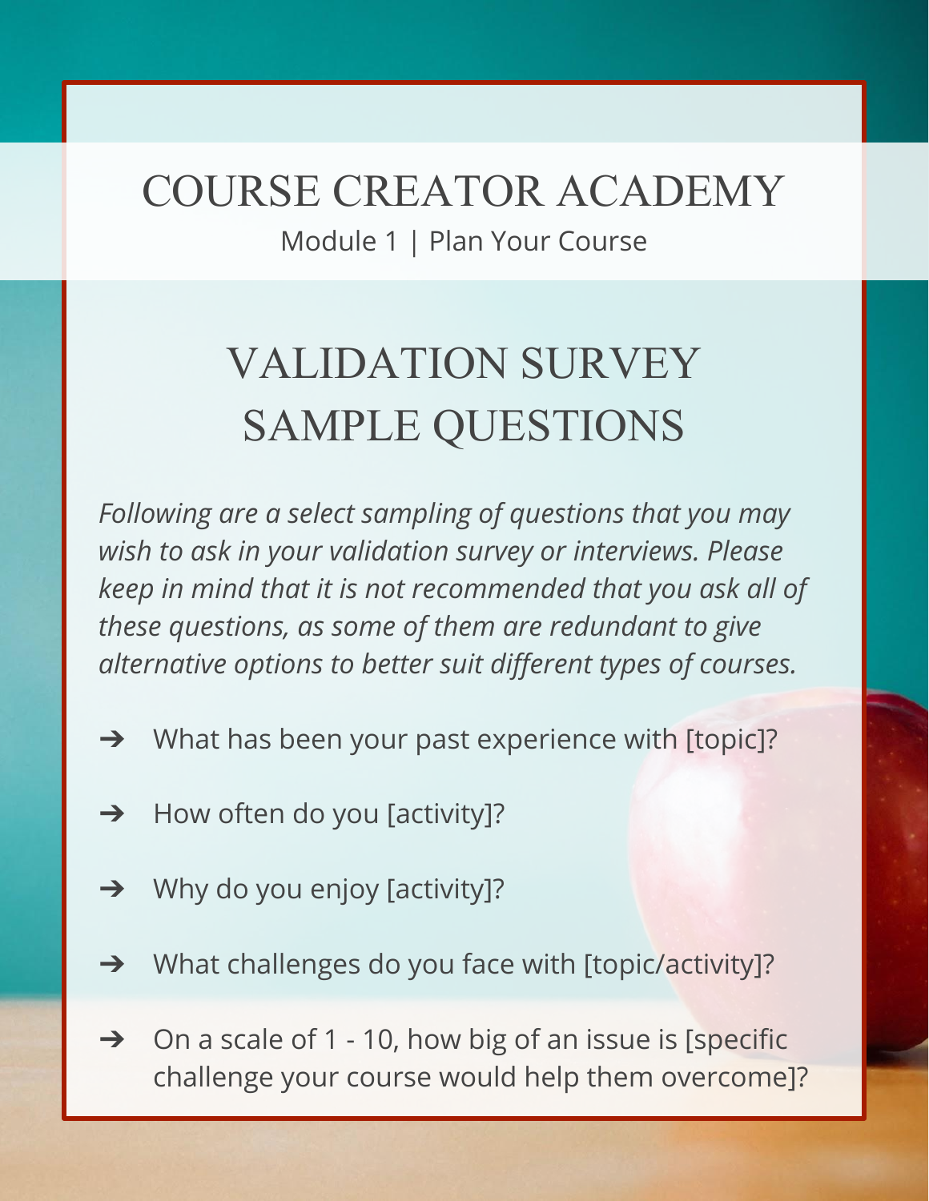# COURSE CREATOR ACADEMY

Module 1 | Plan Your Course

## VALIDATION SURVEY SAMPLE QUESTIONS

*Following are a select sampling of questions that you may wish to ask in your validation survey or interviews. Please keep in mind that it is not recommended that you ask all of these questions, as some of them are redundant to give alternative options to better suit different types of courses.*

- ➔ What has been your past experience with [topic]?
- ➔ How often do you [activity]?
- ➔ Why do you enjoy [activity]?
- ➔ What challenges do you face with [topic/activity]?
- ➔ On a scale of 1 - 10, how big of an issue is [specific challenge your course would help them overcome]?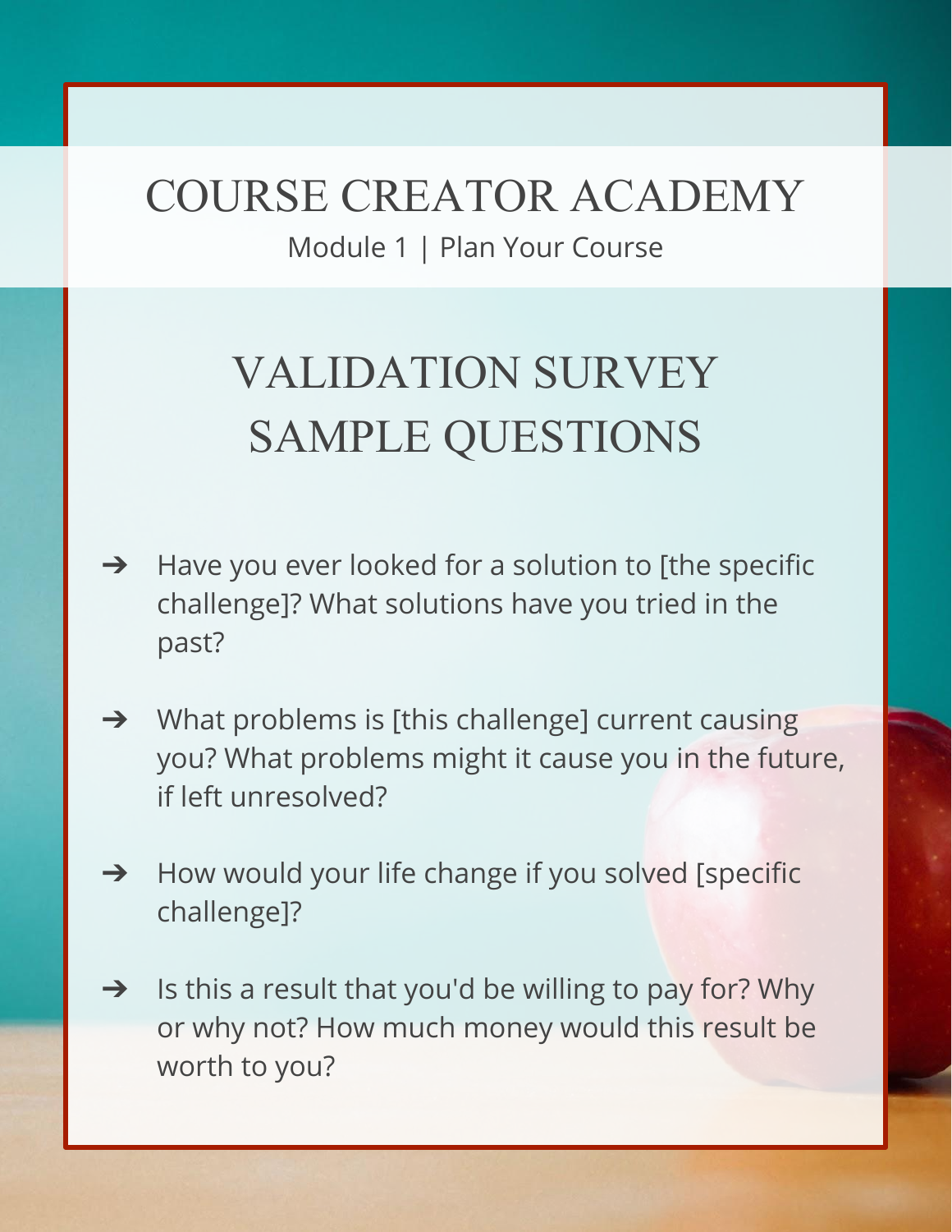# COURSE CREATOR ACADEMY

Module 1 | Plan Your Course

## VALIDATION SURVEY SAMPLE QUESTIONS

- Have you ever looked for a solution to [the specific challenge]? What solutions have you tried in the past?
- What problems is [this challenge] current causing you? What problems might it cause you in the future, if left unresolved?
- How would your life change if you solved [specific challenge]?
- Is this a result that you'd be willing to pay for? Why or why not? How much money would this result be worth to you?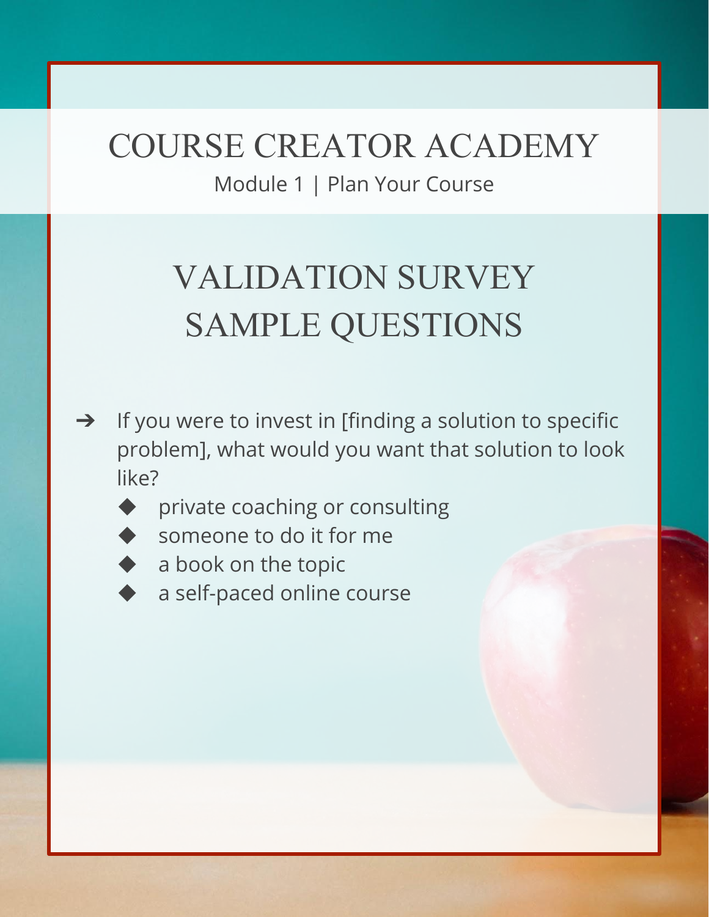# COURSE CREATOR ACADEMY

Module 1 | Plan Your Course

## VALIDATION SURVEY SAMPLE QUESTIONS

- If you were to invest in [finding a solution to specific problem], what would you want that solution to look like?
  - private coaching or consulting
  - someone to do it for me
  - a book on the topic
  - a self-paced online course